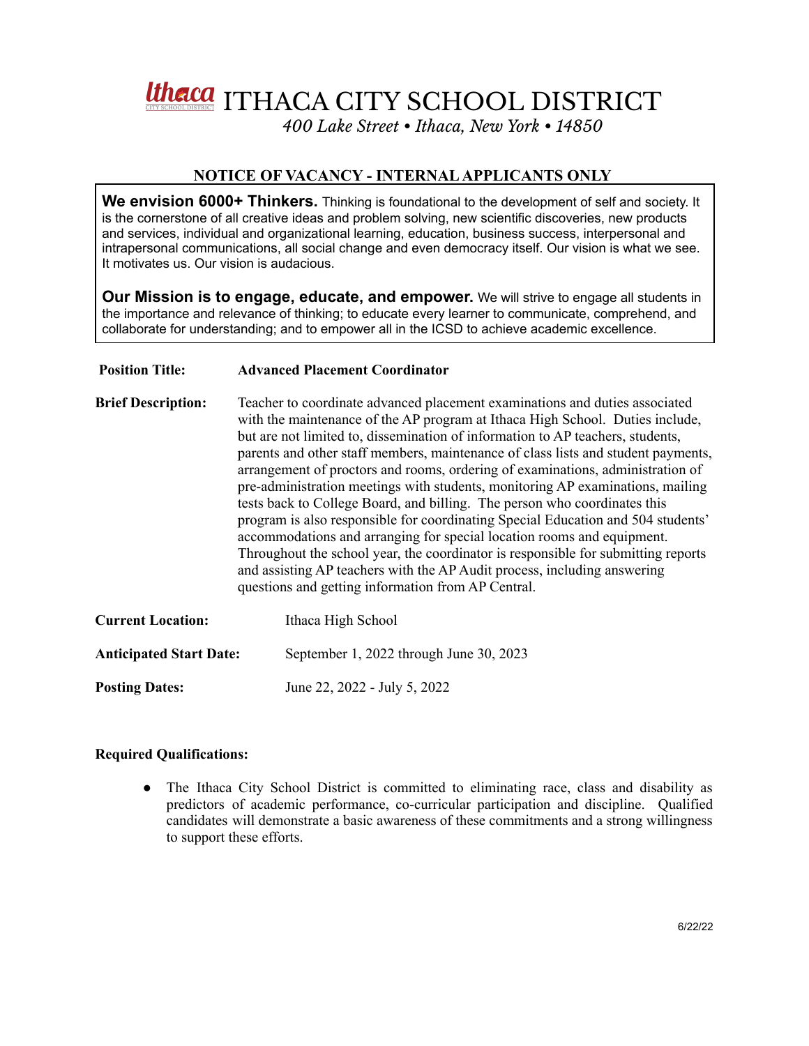# ITHACA CITY SCHOOL DISTRICT

*400 Lake Street • Ithaca, New York • 14850*

## NOTICE OF VACANCY - INTERNAL APPLICANTS ONLY

**We envision 6000+ Thinkers.** Thinking is foundational to the development of self and society. It is the cornerstone of all creative ideas and problem solving, new scientific discoveries, new products and services, individual and organizational learning, education, business success, interpersonal and intrapersonal communications, all social change and even democracy itself. Our vision is what we see. It motivates us. Our vision is audacious.

**Our Mission is to engage, educate, and empower.** We will strive to engage all students in the importance and relevance of thinking; to educate every learner to communicate, comprehend, and collaborate for understanding; and to empower all in the ICSD to achieve academic excellence.

**Position Title:** **Advanced Placement Coordinator**

**Brief Description:** Teacher to coordinate advanced placement examinations and duties associated with the maintenance of the AP program at Ithaca High School. Duties include, but are not limited to, dissemination of information to AP teachers, students, parents and other staff members, maintenance of class lists and student payments, arrangement of proctors and rooms, ordering of examinations, administration of pre-administration meetings with students, monitoring AP examinations, mailing tests back to College Board, and billing. The person who coordinates this program is also responsible for coordinating Special Education and 504 students' accommodations and arranging for special location rooms and equipment. Throughout the school year, the coordinator is responsible for submitting reports and assisting AP teachers with the AP Audit process, including answering questions and getting information from AP Central.

**Current Location:** Ithaca High School

**Anticipated Start Date:** September 1, 2022 through June 30, 2023

**Posting Dates:** June 22, 2022 - July 5, 2022

**Required Qualifications:**

- The Ithaca City School District is committed to eliminating race, class and disability as predictors of academic performance, co-curricular participation and discipline. Qualified candidates will demonstrate a basic awareness of these commitments and a strong willingness to support these efforts.

6/22/22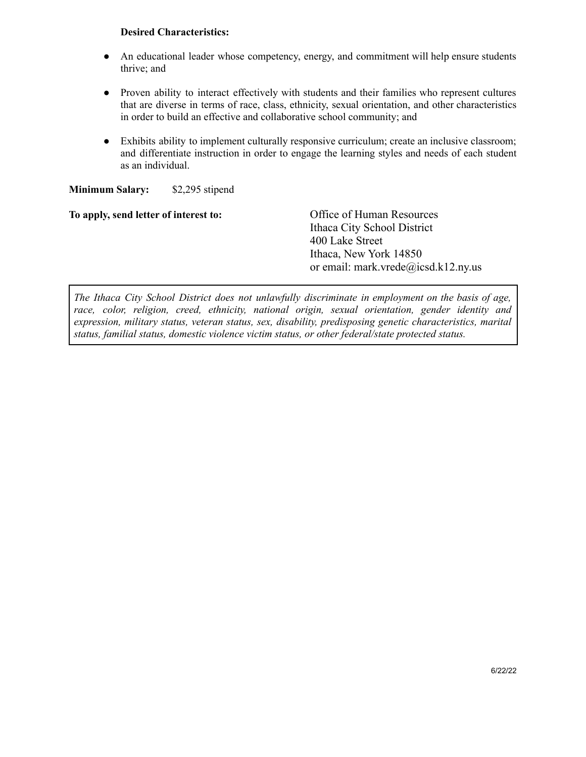**Desired Characteristics:**

- An educational leader whose competency, energy, and commitment will help ensure students thrive; and
- Proven ability to interact effectively with students and their families who represent cultures that are diverse in terms of race, class, ethnicity, sexual orientation, and other characteristics in order to build an effective and collaborative school community; and
- Exhibits ability to implement culturally responsive curriculum; create an inclusive classroom; and differentiate instruction in order to engage the learning styles and needs of each student as an individual.

**Minimum Salary:** $2,295 stipend

**To apply, send letter of interest to:**

Office of Human Resources
Ithaca City School District
400 Lake Street
Ithaca, New York 14850
or email: mark.vrede@icsd.k12.ny.us

*The Ithaca City School District does not unlawfully discriminate in employment on the basis of age, race, color, religion, creed, ethnicity, national origin, sexual orientation, gender identity and expression, military status, veteran status, sex, disability, predisposing genetic characteristics, marital status, familial status, domestic violence victim status, or other federal/state protected status.*

6/22/22